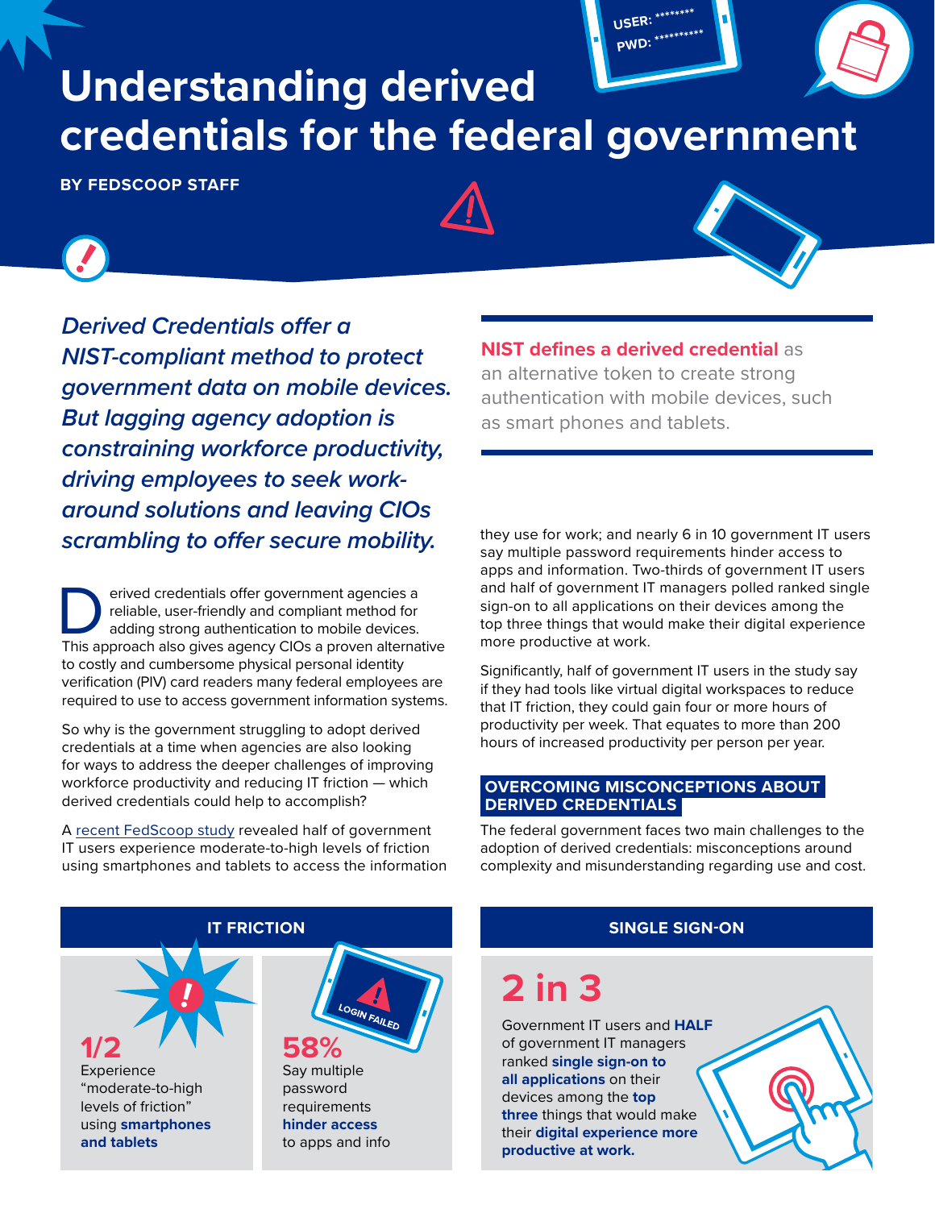# Understanding derived credentials for the federal government

**BY FEDSCOOP STAFF**

*Derived Credentials offer a NIST-compliant method to protect government data on mobile devices. But lagging agency adoption is constraining workforce productivity, driving employees to seek work-around solutions and leaving CIOs scrambling to offer secure mobility.*

**NIST defines a derived credential** as an alternative token to create strong authentication with mobile devices, such as smart phones and tablets.

Derived credentials offer government agencies a reliable, user-friendly and compliant method for adding strong authentication to mobile devices. This approach also gives agency CIOs a proven alternative to costly and cumbersome physical personal identity verification (PIV) card readers many federal employees are required to use to access government information systems.

So why is the government struggling to adopt derived credentials at a time when agencies are also looking for ways to address the deeper challenges of improving workforce productivity and reducing IT friction — which derived credentials could help to accomplish?

A recent FedScoop study revealed half of government IT users experience moderate-to-high levels of friction using smartphones and tablets to access the information they use for work; and nearly 6 in 10 government IT users say multiple password requirements hinder access to apps and information. Two-thirds of government IT users and half of government IT managers polled ranked single sign-on to all applications on their devices among the top three things that would make their digital experience more productive at work.

Significantly, half of government IT users in the study say if they had tools like virtual digital workspaces to reduce that IT friction, they could gain four or more hours of productivity per week. That equates to more than 200 hours of increased productivity per person per year.

## OVERCOMING MISCONCEPTIONS ABOUT DERIVED CREDENTIALS

The federal government faces two main challenges to the adoption of derived credentials: misconceptions around complexity and misunderstanding regarding use and cost.

### IT FRICTION

**1/2**
Experience "moderate-to-high levels of friction" using **smartphones and tablets**

**58%**
Say multiple password requirements **hinder access** to apps and info

### SINGLE SIGN-ON

**2 in 3**
Government IT users and **HALF** of government IT managers ranked **single sign-on to all applications** on their devices among the **top three** things that would make their **digital experience more productive at work.**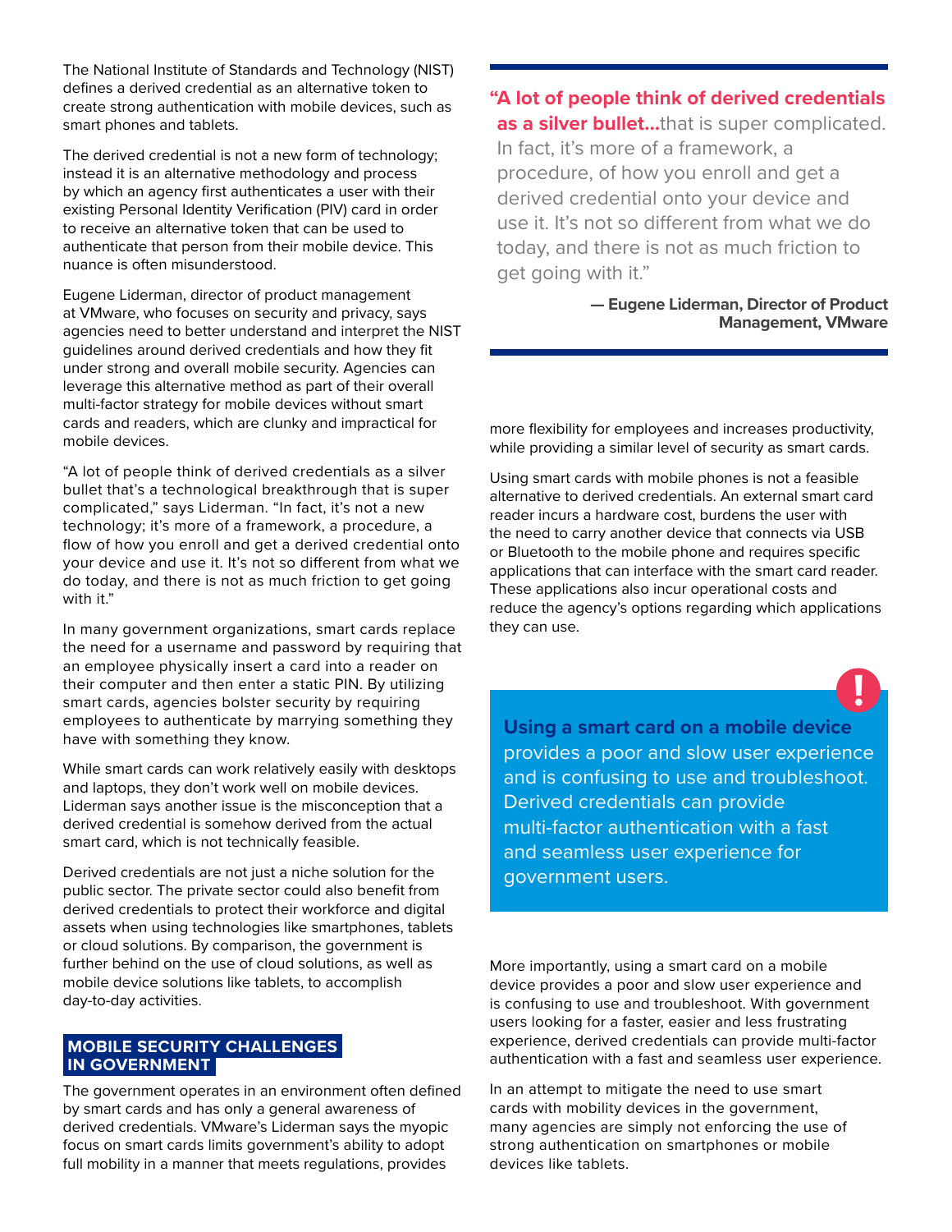The National Institute of Standards and Technology (NIST) defines a derived credential as an alternative token to create strong authentication with mobile devices, such as smart phones and tablets.

The derived credential is not a new form of technology; instead it is an alternative methodology and process by which an agency first authenticates a user with their existing Personal Identity Verification (PIV) card in order to receive an alternative token that can be used to authenticate that person from their mobile device. This nuance is often misunderstood.

Eugene Liderman, director of product management at VMware, who focuses on security and privacy, says agencies need to better understand and interpret the NIST guidelines around derived credentials and how they fit under strong and overall mobile security. Agencies can leverage this alternative method as part of their overall multi-factor strategy for mobile devices without smart cards and readers, which are clunky and impractical for mobile devices.

"A lot of people think of derived credentials as a silver bullet that's a technological breakthrough that is super complicated," says Liderman. "In fact, it's not a new technology; it's more of a framework, a procedure, a flow of how you enroll and get a derived credential onto your device and use it. It's not so different from what we do today, and there is not as much friction to get going with it."

In many government organizations, smart cards replace the need for a username and password by requiring that an employee physically insert a card into a reader on their computer and then enter a static PIN. By utilizing smart cards, agencies bolster security by requiring employees to authenticate by marrying something they have with something they know.

While smart cards can work relatively easily with desktops and laptops, they don't work well on mobile devices. Liderman says another issue is the misconception that a derived credential is somehow derived from the actual smart card, which is not technically feasible.

Derived credentials are not just a niche solution for the public sector. The private sector could also benefit from derived credentials to protect their workforce and digital assets when using technologies like smartphones, tablets or cloud solutions. By comparison, the government is further behind on the use of cloud solutions, as well as mobile device solutions like tablets, to accomplish day-to-day activities.

## MOBILE SECURITY CHALLENGES IN GOVERNMENT

The government operates in an environment often defined by smart cards and has only a general awareness of derived credentials. VMware's Liderman says the myopic focus on smart cards limits government's ability to adopt full mobility in a manner that meets regulations, provides more flexibility for employees and increases productivity, while providing a similar level of security as smart cards.

> **"A lot of people think of derived credentials as a silver bullet...** that is super complicated. In fact, it's more of a framework, a procedure, of how you enroll and get a derived credential onto your device and use it. It's not so different from what we do today, and there is not as much friction to get going with it."
>
> **— Eugene Liderman, Director of Product Management, VMware**

Using smart cards with mobile phones is not a feasible alternative to derived credentials. An external smart card reader incurs a hardware cost, burdens the user with the need to carry another device that connects via USB or Bluetooth to the mobile phone and requires specific applications that can interface with the smart card reader. These applications also incur operational costs and reduce the agency's options regarding which applications they can use.

> **Using a smart card on a mobile device** provides a poor and slow user experience and is confusing to use and troubleshoot. Derived credentials can provide multi-factor authentication with a fast and seamless user experience for government users.

More importantly, using a smart card on a mobile device provides a poor and slow user experience and is confusing to use and troubleshoot. With government users looking for a faster, easier and less frustrating experience, derived credentials can provide multi-factor authentication with a fast and seamless user experience.

In an attempt to mitigate the need to use smart cards with mobility devices in the government, many agencies are simply not enforcing the use of strong authentication on smartphones or mobile devices like tablets.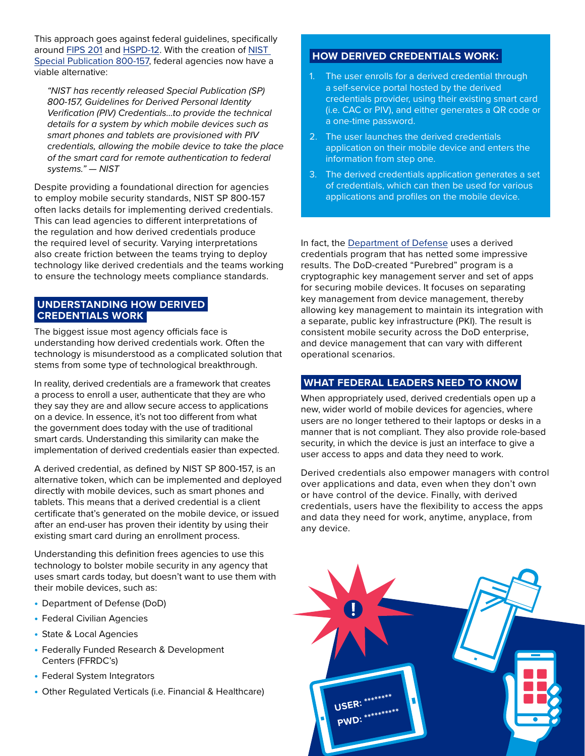This approach goes against federal guidelines, specifically around FIPS 201 and HSPD-12. With the creation of NIST Special Publication 800-157, federal agencies now have a viable alternative:

> *"NIST has recently released Special Publication (SP) 800-157, Guidelines for Derived Personal Identity Verification (PIV) Credentials...to provide the technical details for a system by which mobile devices such as smart phones and tablets are provisioned with PIV credentials, allowing the mobile device to take the place of the smart card for remote authentication to federal systems." — NIST*

Despite providing a foundational direction for agencies to employ mobile security standards, NIST SP 800-157 often lacks details for implementing derived credentials. This can lead agencies to different interpretations of the regulation and how derived credentials produce the required level of security. Varying interpretations also create friction between the teams trying to deploy technology like derived credentials and the teams working to ensure the technology meets compliance standards.

## UNDERSTANDING HOW DERIVED CREDENTIALS WORK

The biggest issue most agency officials face is understanding how derived credentials work. Often the technology is misunderstood as a complicated solution that stems from some type of technological breakthrough.

In reality, derived credentials are a framework that creates a process to enroll a user, authenticate that they are who they say they are and allow secure access to applications on a device. In essence, it's not too different from what the government does today with the use of traditional smart cards. Understanding this similarity can make the implementation of derived credentials easier than expected.

A derived credential, as defined by NIST SP 800-157, is an alternative token, which can be implemented and deployed directly with mobile devices, such as smart phones and tablets. This means that a derived credential is a client certificate that's generated on the mobile device, or issued after an end-user has proven their identity by using their existing smart card during an enrollment process.

Understanding this definition frees agencies to use this technology to bolster mobile security in any agency that uses smart cards today, but doesn't want to use them with their mobile devices, such as:

- Department of Defense (DoD)
- Federal Civilian Agencies
- State & Local Agencies
- Federally Funded Research & Development Centers (FFRDC's)
- Federal System Integrators
- Other Regulated Verticals (i.e. Financial & Healthcare)

## HOW DERIVED CREDENTIALS WORK:

1. The user enrolls for a derived credential through a self-service portal hosted by the derived credentials provider, using their existing smart card (i.e. CAC or PIV), and either generates a QR code or a one-time password.
2. The user launches the derived credentials application on their mobile device and enters the information from step one.
3. The derived credentials application generates a set of credentials, which can then be used for various applications and profiles on the mobile device.

In fact, the Department of Defense uses a derived credentials program that has netted some impressive results. The DoD-created "Purebred" program is a cryptographic key management server and set of apps for securing mobile devices. It focuses on separating key management from device management, thereby allowing key management to maintain its integration with a separate, public key infrastructure (PKI). The result is consistent mobile security across the DoD enterprise, and device management that can vary with different operational scenarios.

## WHAT FEDERAL LEADERS NEED TO KNOW

When appropriately used, derived credentials open up a new, wider world of mobile devices for agencies, where users are no longer tethered to their laptops or desks in a manner that is not compliant. They also provide role-based security, in which the device is just an interface to give a user access to apps and data they need to work.

Derived credentials also empower managers with control over applications and data, even when they don't own or have control of the device. Finally, with derived credentials, users have the flexibility to access the apps and data they need for work, anytime, anyplace, from any device.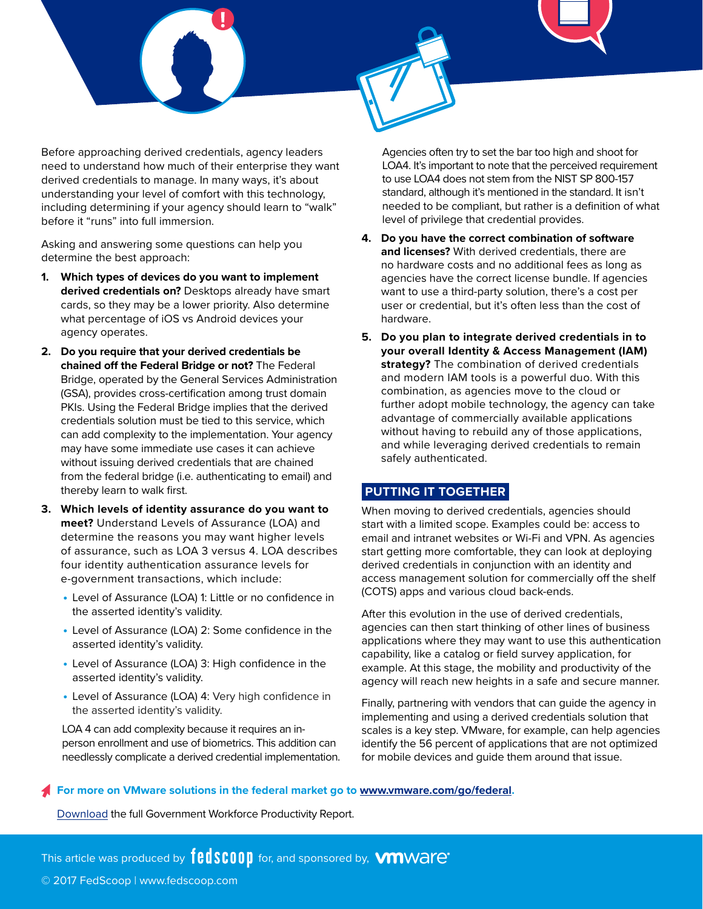Before approaching derived credentials, agency leaders need to understand how much of their enterprise they want derived credentials to manage. In many ways, it's about understanding your level of comfort with this technology, including determining if your agency should learn to "walk" before it "runs" into full immersion.

Asking and answering some questions can help you determine the best approach:

1. **Which types of devices do you want to implement derived credentials on?** Desktops already have smart cards, so they may be a lower priority. Also determine what percentage of iOS vs Android devices your agency operates.
2. **Do you require that your derived credentials be chained off the Federal Bridge or not?** The Federal Bridge, operated by the General Services Administration (GSA), provides cross-certification among trust domain PKIs. Using the Federal Bridge implies that the derived credentials solution must be tied to this service, which can add complexity to the implementation. Your agency may have some immediate use cases it can achieve without issuing derived credentials that are chained from the federal bridge (i.e. authenticating to email) and thereby learn to walk first.
3. **Which levels of identity assurance do you want to meet?** Understand Levels of Assurance (LOA) and determine the reasons you may want higher levels of assurance, such as LOA 3 versus 4. LOA describes four identity authentication assurance levels for e-government transactions, which include:
   - Level of Assurance (LOA) 1: Little or no confidence in the asserted identity's validity.
   - Level of Assurance (LOA) 2: Some confidence in the asserted identity's validity.
   - Level of Assurance (LOA) 3: High confidence in the asserted identity's validity.
   - Level of Assurance (LOA) 4: Very high confidence in the asserted identity's validity.

   LOA 4 can add complexity because it requires an in-person enrollment and use of biometrics. This addition can needlessly complicate a derived credential implementation. Agencies often try to set the bar too high and shoot for LOA4. It's important to note that the perceived requirement to use LOA4 does not stem from the NIST SP 800-157 standard, although it's mentioned in the standard. It isn't needed to be compliant, but rather is a definition of what level of privilege that credential provides.
4. **Do you have the correct combination of software and licenses?** With derived credentials, there are no hardware costs and no additional fees as long as agencies have the correct license bundle. If agencies want to use a third-party solution, there's a cost per user or credential, but it's often less than the cost of hardware.
5. **Do you plan to integrate derived credentials in to your overall Identity & Access Management (IAM) strategy?** The combination of derived credentials and modern IAM tools is a powerful duo. With this combination, as agencies move to the cloud or further adopt mobile technology, the agency can take advantage of commercially available applications without having to rebuild any of those applications, and while leveraging derived credentials to remain safely authenticated.

## PUTTING IT TOGETHER

When moving to derived credentials, agencies should start with a limited scope. Examples could be: access to email and intranet websites or Wi-Fi and VPN. As agencies start getting more comfortable, they can look at deploying derived credentials in conjunction with an identity and access management solution for commercially off the shelf (COTS) apps and various cloud back-ends.

After this evolution in the use of derived credentials, agencies can then start thinking of other lines of business applications where they may want to use this authentication capability, like a catalog or field survey application, for example. At this stage, the mobility and productivity of the agency will reach new heights in a safe and secure manner.

Finally, partnering with vendors that can guide the agency in implementing and using a derived credentials solution that scales is a key step. VMware, for example, can help agencies identify the 56 percent of applications that are not optimized for mobile devices and guide them around that issue.

**For more on VMware solutions in the federal market go to www.vmware.com/go/federal.**

Download the full Government Workforce Productivity Report.

This article was produced by fedscoop for, and sponsored by, vmware

© 2017 FedScoop | www.fedscoop.com